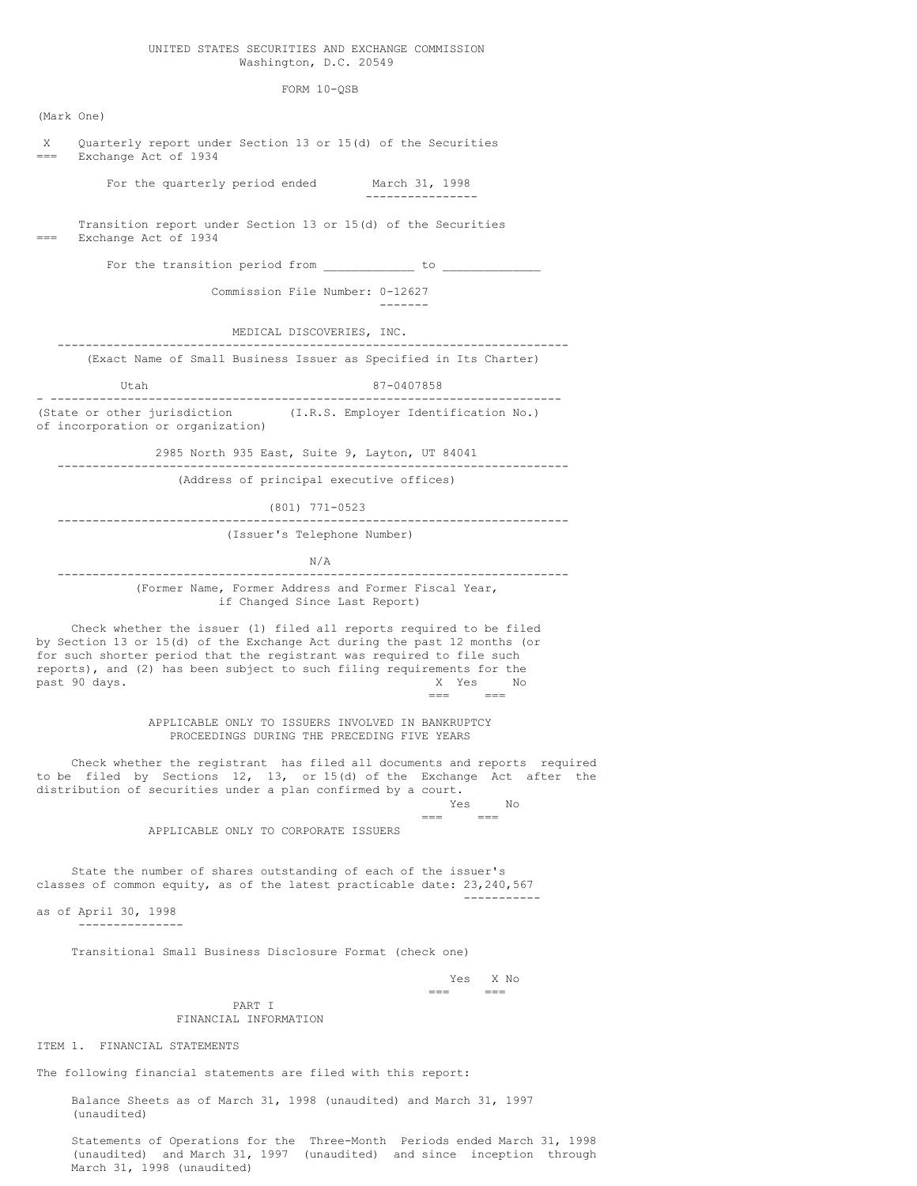UNITED STATES SECURITIES AND EXCHANGE COMMISSION
Washington, D.C. 20549

FORM 10-QSB

(Mark One)

X Quarterly report under Section 13 or 15(d) of the Securities Exchange Act of 1934

For the quarterly period ended March 31, 1998

Transition report under Section 13 or 15(d) of the Securities Exchange Act of 1934

For the transition period from ____________ to _____________

Commission File Number: 0-12627

MEDICAL DISCOVERIES, INC.

(Exact Name of Small Business Issuer as Specified in Its Charter)

| Utah | 87-0407858 |
|---|---|
| (State or other jurisdiction of incorporation or organization) | (I.R.S. Employer Identification No.) |

2985 North 935 East, Suite 9, Layton, UT 84041

(Address of principal executive offices)

(801) 771-0523

(Issuer's Telephone Number)

N/A

(Former Name, Former Address and Former Fiscal Year, if Changed Since Last Report)

Check whether the issuer (1) filed all reports required to be filed by Section 13 or 15(d) of the Exchange Act during the past 12 months (or for such shorter period that the registrant was required to file such reports), and (2) has been subject to such filing requirements for the past 90 days. X Yes No

APPLICABLE ONLY TO ISSUERS INVOLVED IN BANKRUPTCY PROCEEDINGS DURING THE PRECEDING FIVE YEARS

Check whether the registrant has filed all documents and reports required to be filed by Sections 12, 13, or 15(d) of the Exchange Act after the distribution of securities under a plan confirmed by a court. Yes No

APPLICABLE ONLY TO CORPORATE ISSUERS

State the number of shares outstanding of each of the issuer's classes of common equity, as of the latest practicable date: 23,240,567 as of April 30, 1998

Transitional Small Business Disclosure Format (check one) Yes X No

## PART I
## FINANCIAL INFORMATION

### ITEM 1. FINANCIAL STATEMENTS

The following financial statements are filed with this report:

Balance Sheets as of March 31, 1998 (unaudited) and March 31, 1997 (unaudited)

Statements of Operations for the Three-Month Periods ended March 31, 1998 (unaudited) and March 31, 1997 (unaudited) and since inception through March 31, 1998 (unaudited)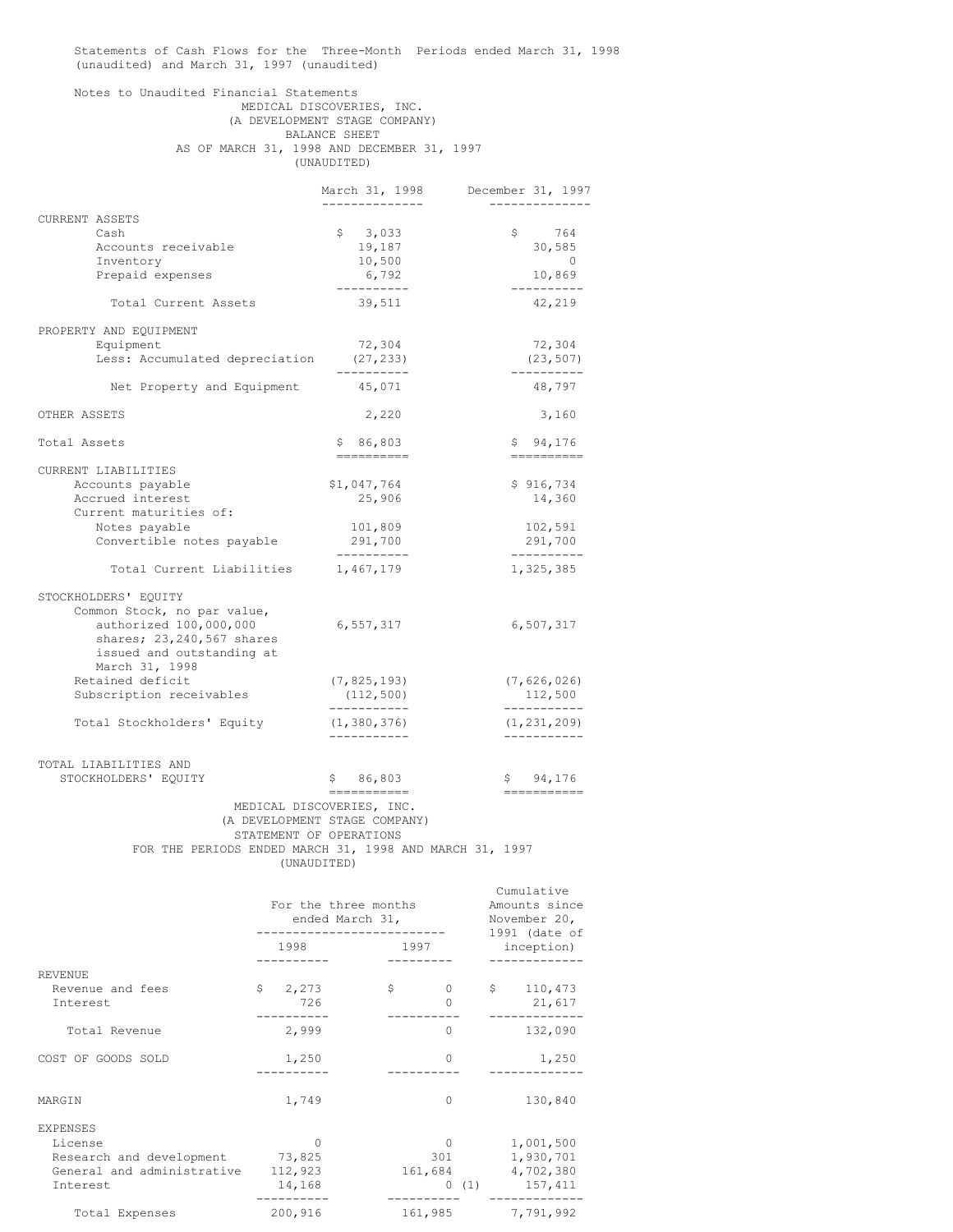Statements of Cash Flows for the Three-Month Periods ended March 31, 1998 (unaudited) and March 31, 1997 (unaudited)

Notes to Unaudited Financial Statements

MEDICAL DISCOVERIES, INC.
(A DEVELOPMENT STAGE COMPANY)
BALANCE SHEET
AS OF MARCH 31, 1998 AND DECEMBER 31, 1997
(UNAUDITED)

| | March 31, 1998 | December 31, 1997 |
|---|---|---|
| CURRENT ASSETS | | |
| Cash | $ 3,033 | $ 764 |
| Accounts receivable | 19,187 | 30,585 |
| Inventory | 10,500 | 0 |
| Prepaid expenses | 6,792 | 10,869 |
| Total Current Assets | 39,511 | 42,219 |
| PROPERTY AND EQUIPMENT | | |
| Equipment | 72,304 | 72,304 |
| Less: Accumulated depreciation | (27,233) | (23,507) |
| Net Property and Equipment | 45,071 | 48,797 |
| OTHER ASSETS | 2,220 | 3,160 |
| Total Assets | $ 86,803 | $ 94,176 |
| CURRENT LIABILITIES | | |
| Accounts payable | $1,047,764 | $ 916,734 |
| Accrued interest | 25,906 | 14,360 |
| Current maturities of: | | |
| Notes payable | 101,809 | 102,591 |
| Convertible notes payable | 291,700 | 291,700 |
| Total Current Liabilities | 1,467,179 | 1,325,385 |
| STOCKHOLDERS' EQUITY | | |
| Common Stock, no par value, authorized 100,000,000 shares; 23,240,567 shares issued and outstanding at March 31, 1998 | 6,557,317 | 6,507,317 |
| Retained deficit | (7,825,193) | (7,626,026) |
| Subscription receivables | (112,500) | 112,500 |
| Total Stockholders' Equity | (1,380,376) | (1,231,209) |
| TOTAL LIABILITIES AND STOCKHOLDERS' EQUITY | $ 86,803 | $ 94,176 |

MEDICAL DISCOVERIES, INC.
(A DEVELOPMENT STAGE COMPANY)
STATEMENT OF OPERATIONS
FOR THE PERIODS ENDED MARCH 31, 1998 AND MARCH 31, 1997
(UNAUDITED)

| | For the three months ended March 31, | | Cumulative Amounts since November 20, 1991 (date of inception) |
|---|---|---|---|
| | 1998 | 1997 | |
| REVENUE | | | |
| Revenue and fees | $ 2,273 | $ 0 | $ 110,473 |
| Interest | 726 | 0 | 21,617 |
| Total Revenue | 2,999 | 0 | 132,090 |
| COST OF GOODS SOLD | 1,250 | 0 | 1,250 |
| MARGIN | 1,749 | 0 | 130,840 |
| EXPENSES | | | |
| License | 0 | 0 | 1,001,500 |
| Research and development | 73,825 | 301 | 1,930,701 |
| General and administrative | 112,923 | 161,684 | 4,702,380 |
| Interest | 14,168 | 0 (1) | 157,411 |
| Total Expenses | 200,916 | 161,985 | 7,791,992 |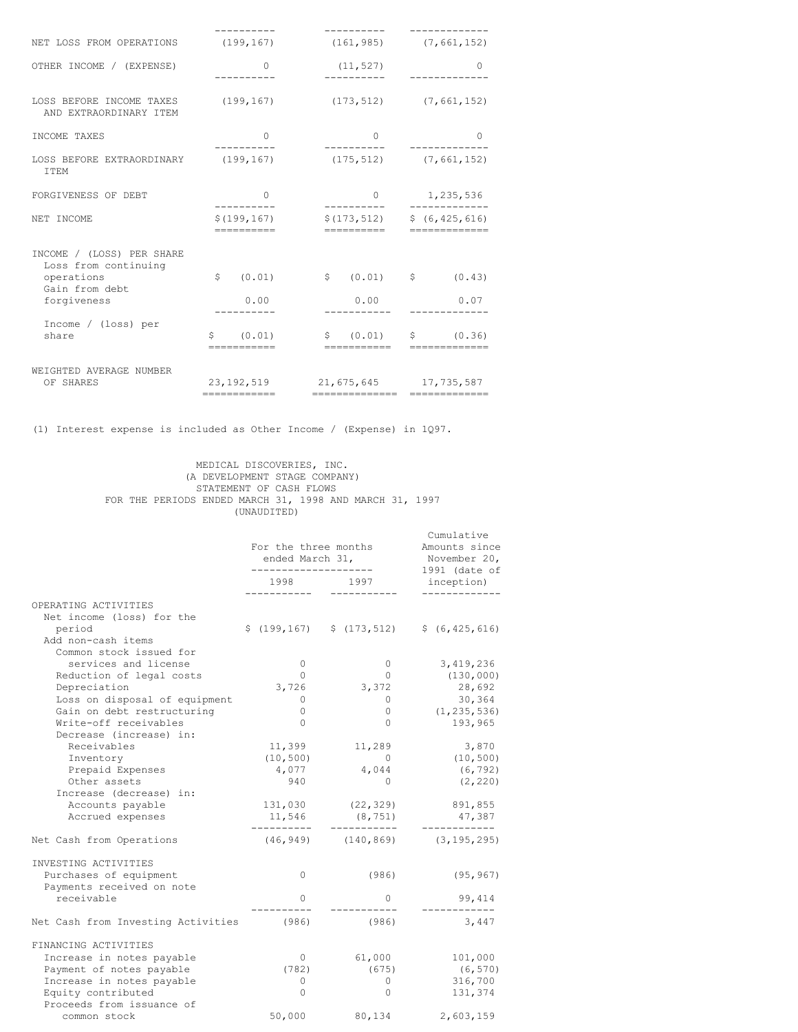| | | | |
|---|---|---|---|
| NET LOSS FROM OPERATIONS | (199,167) | (161,985) | (7,661,152) |
| OTHER INCOME / (EXPENSE) | 0 | (11,527) | 0 |
| LOSS BEFORE INCOME TAXES AND EXTRAORDINARY ITEM | (199,167) | (173,512) | (7,661,152) |
| INCOME TAXES | 0 | 0 | 0 |
| LOSS BEFORE EXTRAORDINARY ITEM | (199,167) | (175,512) | (7,661,152) |
| FORGIVENESS OF DEBT | 0 | 0 | 1,235,536 |
| NET INCOME | $(199,167) | $(173,512) | $ (6,425,616) |
| INCOME / (LOSS) PER SHARE | | | |
| Loss from continuing operations | $ (0.01) | $ (0.01) | $ (0.43) |
| Gain from debt forgiveness | 0.00 | 0.00 | 0.07 |
| Income / (loss) per share | $ (0.01) | $ (0.01) | $ (0.36) |
| WEIGHTED AVERAGE NUMBER OF SHARES | 23,192,519 | 21,675,645 | 17,735,587 |

(1) Interest expense is included as Other Income / (Expense) in 1Q97.

MEDICAL DISCOVERIES, INC.
(A DEVELOPMENT STAGE COMPANY)
STATEMENT OF CASH FLOWS
FOR THE PERIODS ENDED MARCH 31, 1998 AND MARCH 31, 1997
(UNAUDITED)

| | For the three months ended March 31, | | Cumulative Amounts since November 20, 1991 (date of inception) |
|---|---|---|---|
| | 1998 | 1997 | |
| OPERATING ACTIVITIES | | | |
| Net income (loss) for the period | $ (199,167) | $ (173,512) | $ (6,425,616) |
| Add non-cash items | | | |
| Common stock issued for services and license | 0 | 0 | 3,419,236 |
| Reduction of legal costs | 0 | 0 | (130,000) |
| Depreciation | 3,726 | 3,372 | 28,692 |
| Loss on disposal of equipment | 0 | 0 | 30,364 |
| Gain on debt restructuring | 0 | 0 | (1,235,536) |
| Write-off receivables | 0 | 0 | 193,965 |
| Decrease (increase) in: | | | |
| Receivables | 11,399 | 11,289 | 3,870 |
| Inventory | (10,500) | 0 | (10,500) |
| Prepaid Expenses | 4,077 | 4,044 | (6,792) |
| Other assets | 940 | 0 | (2,220) |
| Increase (decrease) in: | | | |
| Accounts payable | 131,030 | (22,329) | 891,855 |
| Accrued expenses | 11,546 | (8,751) | 47,387 |
| Net Cash from Operations | (46,949) | (140,869) | (3,195,295) |
| INVESTING ACTIVITIES | | | |
| Purchases of equipment | 0 | (986) | (95,967) |
| Payments received on note receivable | 0 | 0 | 99,414 |
| Net Cash from Investing Activities | (986) | (986) | 3,447 |
| FINANCING ACTIVITIES | | | |
| Increase in notes payable | 0 | 61,000 | 101,000 |
| Payment of notes payable | (782) | (675) | (6,570) |
| Increase in notes payable | 0 | 0 | 316,700 |
| Equity contributed | 0 | 0 | 131,374 |
| Proceeds from issuance of common stock | 50,000 | 80,134 | 2,603,159 |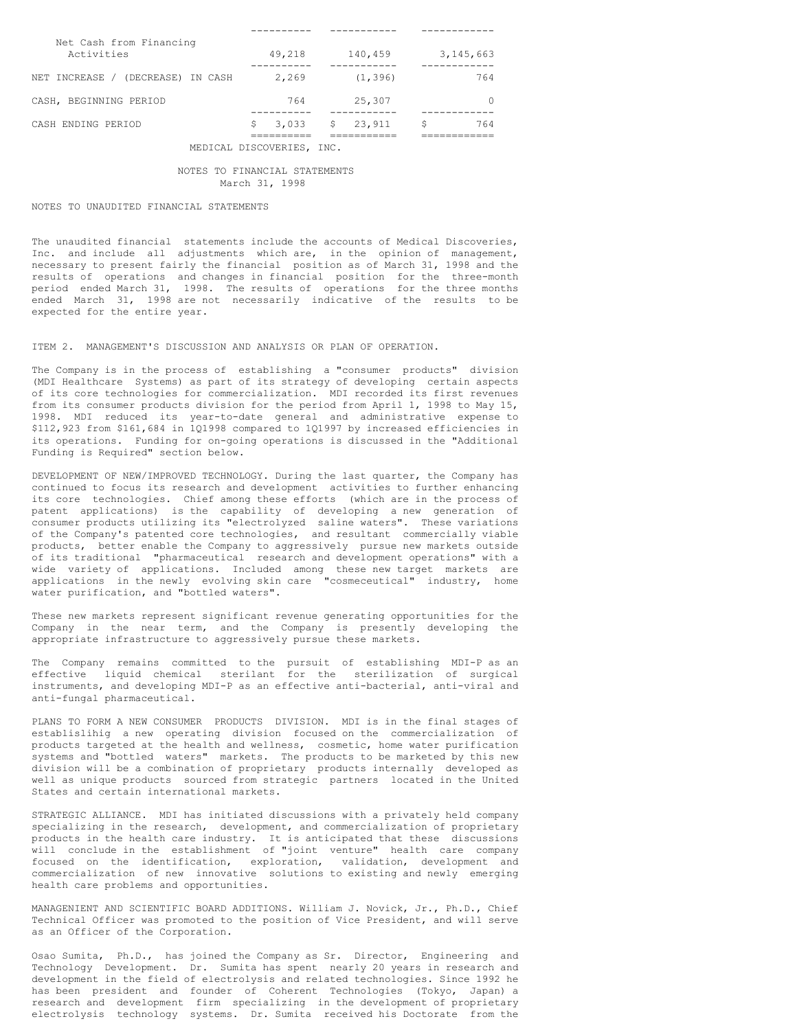| | | | |
|---|---|---|---|
| Net Cash from Financing Activities | 49,218 | 140,459 | 3,145,663 |
| NET INCREASE / (DECREASE) IN CASH | 2,269 | (1,396) | 764 |
| CASH, BEGINNING PERIOD | 764 | 25,307 | 0 |
| CASH ENDING PERIOD | $ 3,033 | $ 23,911 | $ 764 |

MEDICAL DISCOVERIES, INC.

NOTES TO FINANCIAL STATEMENTS
March 31, 1998

NOTES TO UNAUDITED FINANCIAL STATEMENTS

The unaudited financial statements include the accounts of Medical Discoveries, Inc. and include all adjustments which are, in the opinion of management, necessary to present fairly the financial position as of March 31, 1998 and the results of operations and changes in financial position for the three-month period ended March 31, 1998. The results of operations for the three months ended March 31, 1998 are not necessarily indicative of the results to be expected for the entire year.

ITEM 2. MANAGEMENT'S DISCUSSION AND ANALYSIS OR PLAN OF OPERATION.

The Company is in the process of establishing a "consumer products" division (MDI Healthcare Systems) as part of its strategy of developing certain aspects of its core technologies for commercialization. MDI recorded its first revenues from its consumer products division for the period from April 1, 1998 to May 15, 1998. MDI reduced its year-to-date general and administrative expense to $112,923 from $161,684 in 1Q1998 compared to 1Q1997 by increased efficiencies in its operations. Funding for on-going operations is discussed in the "Additional Funding is Required" section below.

DEVELOPMENT OF NEW/IMPROVED TECHNOLOGY. During the last quarter, the Company has continued to focus its research and development activities to further enhancing its core technologies. Chief among these efforts (which are in the process of patent applications) is the capability of developing a new generation of consumer products utilizing its "electrolyzed saline waters". These variations of the Company's patented core technologies, and resultant commercially viable products, better enable the Company to aggressively pursue new markets outside of its traditional "pharmaceutical research and development operations" with a wide variety of applications. Included among these new target markets are applications in the newly evolving skin care "cosmeceutical" industry, home water purification, and "bottled waters".

These new markets represent significant revenue generating opportunities for the Company in the near term, and the Company is presently developing the appropriate infrastructure to aggressively pursue these markets.

The Company remains committed to the pursuit of establishing MDI-P as an effective liquid chemical sterilant for the sterilization of surgical instruments, and developing MDI-P as an effective anti-bacterial, anti-viral and anti-fungal pharmaceutical.

PLANS TO FORM A NEW CONSUMER PRODUCTS DIVISION. MDI is in the final stages of establislihig a new operating division focused on the commercialization of products targeted at the health and wellness, cosmetic, home water purification systems and "bottled waters" markets. The products to be marketed by this new division will be a combination of proprietary products internally developed as well as unique products sourced from strategic partners located in the United States and certain international markets.

STRATEGIC ALLIANCE. MDI has initiated discussions with a privately held company specializing in the research, development, and commercialization of proprietary products in the health care industry. It is anticipated that these discussions will conclude in the establishment of "joint venture" health care company focused on the identification, exploration, validation, development and commercialization of new innovative solutions to existing and newly emerging health care problems and opportunities.

MANAGENIENT AND SCIENTIFIC BOARD ADDITIONS. William J. Novick, Jr., Ph.D., Chief Technical Officer was promoted to the position of Vice President, and will serve as an Officer of the Corporation.

Osao Sumita, Ph.D., has joined the Company as Sr. Director, Engineering and Technology Development. Dr. Sumita has spent nearly 20 years in research and development in the field of electrolysis and related technologies. Since 1992 he has been president and founder of Coherent Technologies (Tokyo, Japan) a research and development firm specializing in the development of proprietary electrolysis technology systems. Dr. Sumita received his Doctorate from the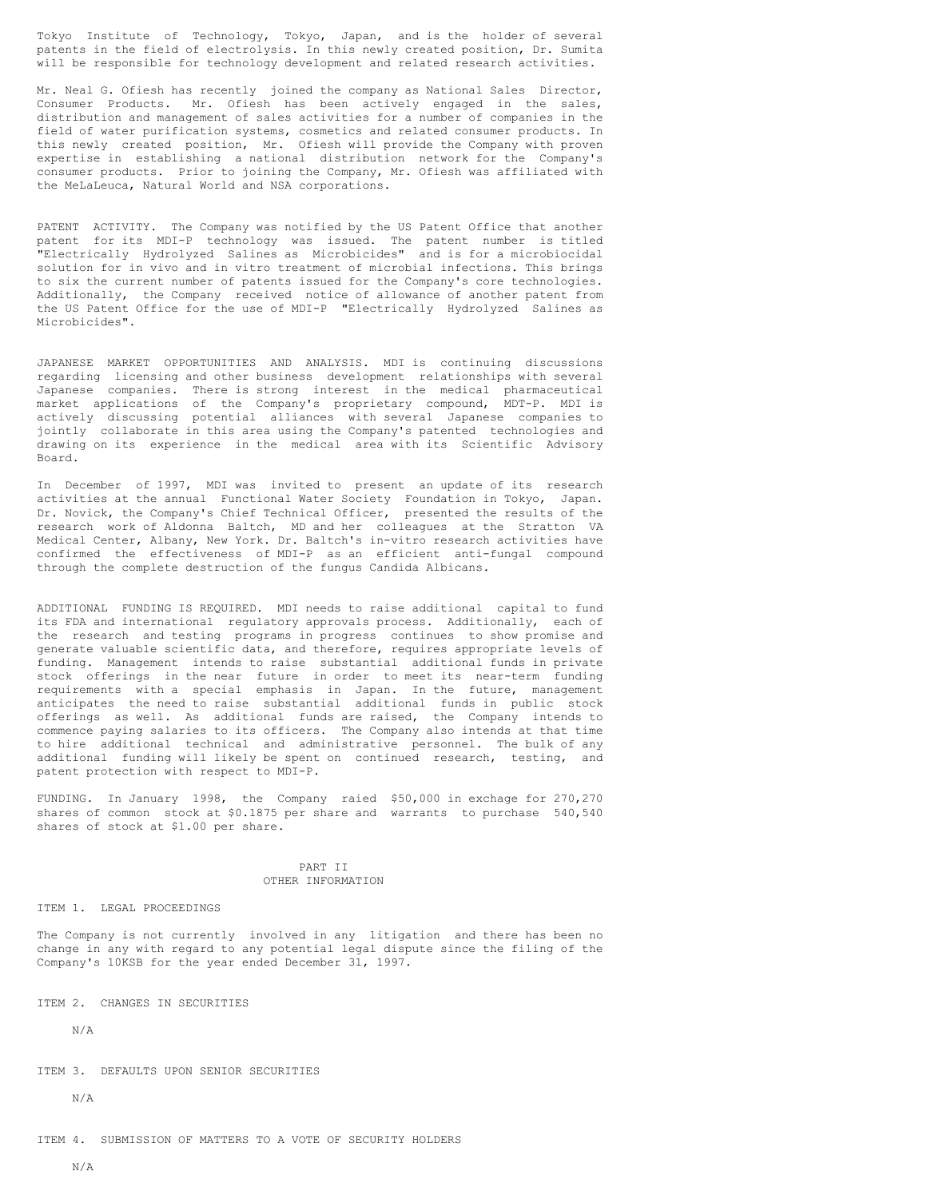Tokyo Institute of Technology, Tokyo, Japan, and is the holder of several patents in the field of electrolysis. In this newly created position, Dr. Sumita will be responsible for technology development and related research activities.

Mr. Neal G. Ofiesh has recently joined the company as National Sales Director, Consumer Products. Mr. Ofiesh has been actively engaged in the sales, distribution and management of sales activities for a number of companies in the field of water purification systems, cosmetics and related consumer products. In this newly created position, Mr. Ofiesh will provide the Company with proven expertise in establishing a national distribution network for the Company's consumer products. Prior to joining the Company, Mr. Ofiesh was affiliated with the MeLaLeuca, Natural World and NSA corporations.

PATENT ACTIVITY. The Company was notified by the US Patent Office that another patent for its MDI-P technology was issued. The patent number is titled "Electrically Hydrolyzed Salines as Microbicides" and is for a microbiocidal solution for in vivo and in vitro treatment of microbial infections. This brings to six the current number of patents issued for the Company's core technologies. Additionally, the Company received notice of allowance of another patent from the US Patent Office for the use of MDI-P "Electrically Hydrolyzed Salines as Microbicides".

JAPANESE MARKET OPPORTUNITIES AND ANALYSIS. MDI is continuing discussions regarding licensing and other business development relationships with several Japanese companies. There is strong interest in the medical pharmaceutical market applications of the Company's proprietary compound, MDT-P. MDI is actively discussing potential alliances with several Japanese companies to jointly collaborate in this area using the Company's patented technologies and drawing on its experience in the medical area with its Scientific Advisory Board.

In December of 1997, MDI was invited to present an update of its research activities at the annual Functional Water Society Foundation in Tokyo, Japan. Dr. Novick, the Company's Chief Technical Officer, presented the results of the research work of Aldonna Baltch, MD and her colleagues at the Stratton VA Medical Center, Albany, New York. Dr. Baltch's in-vitro research activities have confirmed the effectiveness of MDI-P as an efficient anti-fungal compound through the complete destruction of the fungus Candida Albicans.

ADDITIONAL FUNDING IS REQUIRED. MDI needs to raise additional capital to fund its FDA and international regulatory approvals process. Additionally, each of the research and testing programs in progress continues to show promise and generate valuable scientific data, and therefore, requires appropriate levels of funding. Management intends to raise substantial additional funds in private stock offerings in the near future in order to meet its near-term funding requirements with a special emphasis in Japan. In the future, management anticipates the need to raise substantial additional funds in public stock offerings as well. As additional funds are raised, the Company intends to commence paying salaries to its officers. The Company also intends at that time to hire additional technical and administrative personnel. The bulk of any additional funding will likely be spent on continued research, testing, and patent protection with respect to MDI-P.

FUNDING. In January 1998, the Company raied $50,000 in exchage for 270,270 shares of common stock at $0.1875 per share and warrants to purchase 540,540 shares of stock at $1.00 per share.

## PART II
## OTHER INFORMATION

ITEM 1. LEGAL PROCEEDINGS

The Company is not currently involved in any litigation and there has been no change in any with regard to any potential legal dispute since the filing of the Company's 10KSB for the year ended December 31, 1997.

ITEM 2. CHANGES IN SECURITIES

N/A

ITEM 3. DEFAULTS UPON SENIOR SECURITIES

N/A

ITEM 4. SUBMISSION OF MATTERS TO A VOTE OF SECURITY HOLDERS

N/A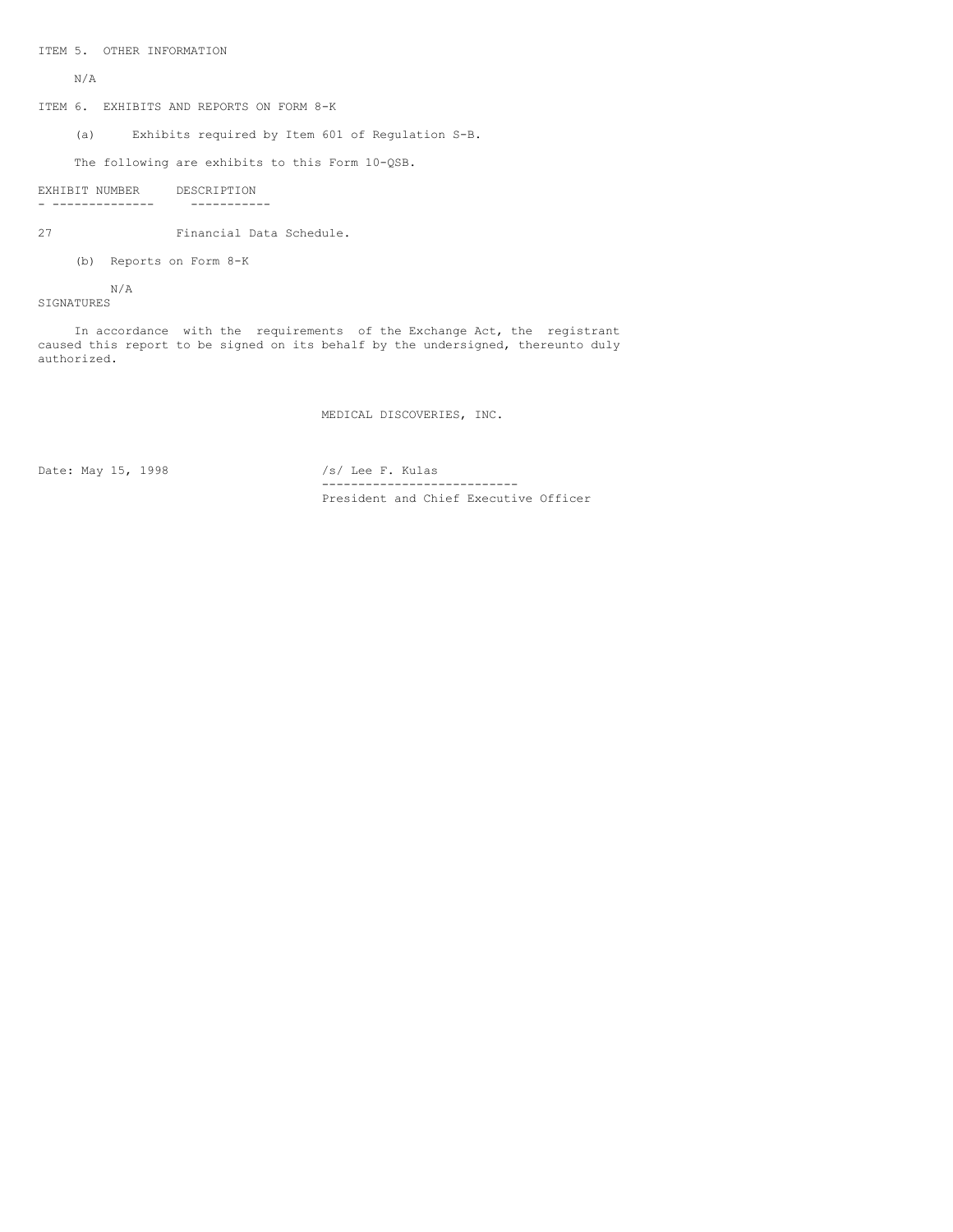ITEM 5. OTHER INFORMATION

N/A

ITEM 6. EXHIBITS AND REPORTS ON FORM 8-K

(a) Exhibits required by Item 601 of Regulation S-B.

The following are exhibits to this Form 10-QSB.

| EXHIBIT NUMBER | DESCRIPTION |
|---|---|
| 27 | Financial Data Schedule. |

(b) Reports on Form 8-K

N/A

SIGNATURES

In accordance with the requirements of the Exchange Act, the registrant caused this report to be signed on its behalf by the undersigned, thereunto duly authorized.

MEDICAL DISCOVERIES, INC.

Date: May 15, 1998

/s/ Lee F. Kulas

President and Chief Executive Officer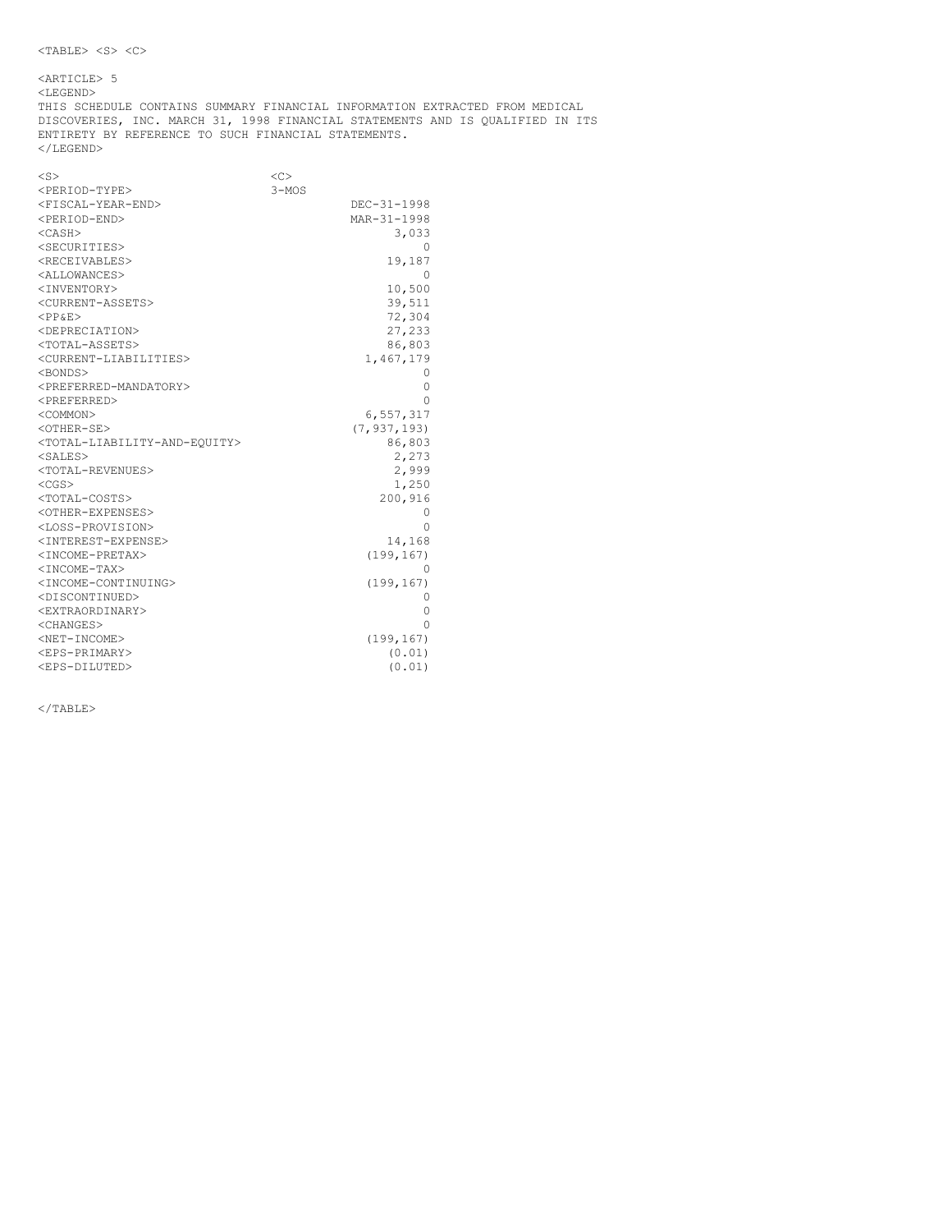<TABLE> <S> <C>

<ARTICLE> 5
<LEGEND>
THIS SCHEDULE CONTAINS SUMMARY FINANCIAL INFORMATION EXTRACTED FROM MEDICAL DISCOVERIES, INC. MARCH 31, 1998 FINANCIAL STATEMENTS AND IS QUALIFIED IN ITS ENTIRETY BY REFERENCE TO SUCH FINANCIAL STATEMENTS.
</LEGEND>

| <S> | <C> |
|---|---|
| <PERIOD-TYPE> | 3-MOS |
| <FISCAL-YEAR-END> | DEC-31-1998 |
| <PERIOD-END> | MAR-31-1998 |
| <CASH> | 3,033 |
| <SECURITIES> | 0 |
| <RECEIVABLES> | 19,187 |
| <ALLOWANCES> | 0 |
| <INVENTORY> | 10,500 |
| <CURRENT-ASSETS> | 39,511 |
| <PP&E> | 72,304 |
| <DEPRECIATION> | 27,233 |
| <TOTAL-ASSETS> | 86,803 |
| <CURRENT-LIABILITIES> | 1,467,179 |
| <BONDS> | 0 |
| <PREFERRED-MANDATORY> | 0 |
| <PREFERRED> | 0 |
| <COMMON> | 6,557,317 |
| <OTHER-SE> | (7,937,193) |
| <TOTAL-LIABILITY-AND-EQUITY> | 86,803 |
| <SALES> | 2,273 |
| <TOTAL-REVENUES> | 2,999 |
| <CGS> | 1,250 |
| <TOTAL-COSTS> | 200,916 |
| <OTHER-EXPENSES> | 0 |
| <LOSS-PROVISION> | 0 |
| <INTEREST-EXPENSE> | 14,168 |
| <INCOME-PRETAX> | (199,167) |
| <INCOME-TAX> | 0 |
| <INCOME-CONTINUING> | (199,167) |
| <DISCONTINUED> | 0 |
| <EXTRAORDINARY> | 0 |
| <CHANGES> | 0 |
| <NET-INCOME> | (199,167) |
| <EPS-PRIMARY> | (0.01) |
| <EPS-DILUTED> | (0.01) |

</TABLE>